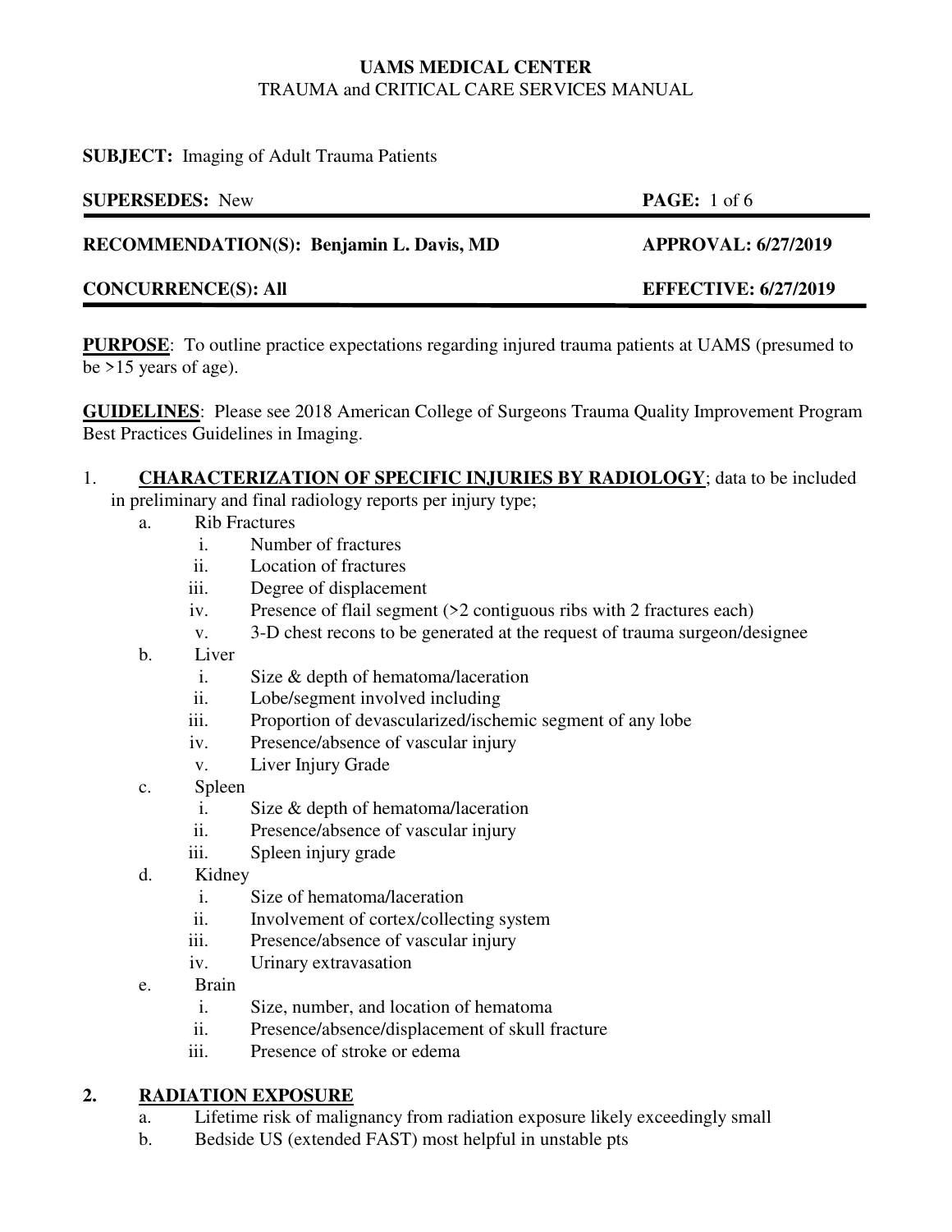**UAMS MEDICAL CENTER**
TRAUMA and CRITICAL CARE SERVICES MANUAL

**SUBJECT:** Imaging of Adult Trauma Patients

**SUPERSEDES:** New

**RECOMMENDATION(S): Benjamin L. Davis, MD** — **APPROVAL: 6/27/2019**

**CONCURRENCE(S): All** — **EFFECTIVE: 6/27/2019**

**PURPOSE**: To outline practice expectations regarding injured trauma patients at UAMS (presumed to be >15 years of age).

**GUIDELINES**: Please see 2018 American College of Surgeons Trauma Quality Improvement Program Best Practices Guidelines in Imaging.

1. **CHARACTERIZATION OF SPECIFIC INJURIES BY RADIOLOGY**; data to be included in preliminary and final radiology reports per injury type;
   a. Rib Fractures
      i. Number of fractures
      ii. Location of fractures
      iii. Degree of displacement
      iv. Presence of flail segment (>2 contiguous ribs with 2 fractures each)
      v. 3-D chest recons to be generated at the request of trauma surgeon/designee
   b. Liver
      i. Size & depth of hematoma/laceration
      ii. Lobe/segment involved including
      iii. Proportion of devascularized/ischemic segment of any lobe
      iv. Presence/absence of vascular injury
      v. Liver Injury Grade
   c. Spleen
      i. Size & depth of hematoma/laceration
      ii. Presence/absence of vascular injury
      iii. Spleen injury grade
   d. Kidney
      i. Size of hematoma/laceration
      ii. Involvement of cortex/collecting system
      iii. Presence/absence of vascular injury
      iv. Urinary extravasation
   e. Brain
      i. Size, number, and location of hematoma
      ii. Presence/absence/displacement of skull fracture
      iii. Presence of stroke or edema

2. **RADIATION EXPOSURE**
   a. Lifetime risk of malignancy from radiation exposure likely exceedingly small
   b. Bedside US (extended FAST) most helpful in unstable pts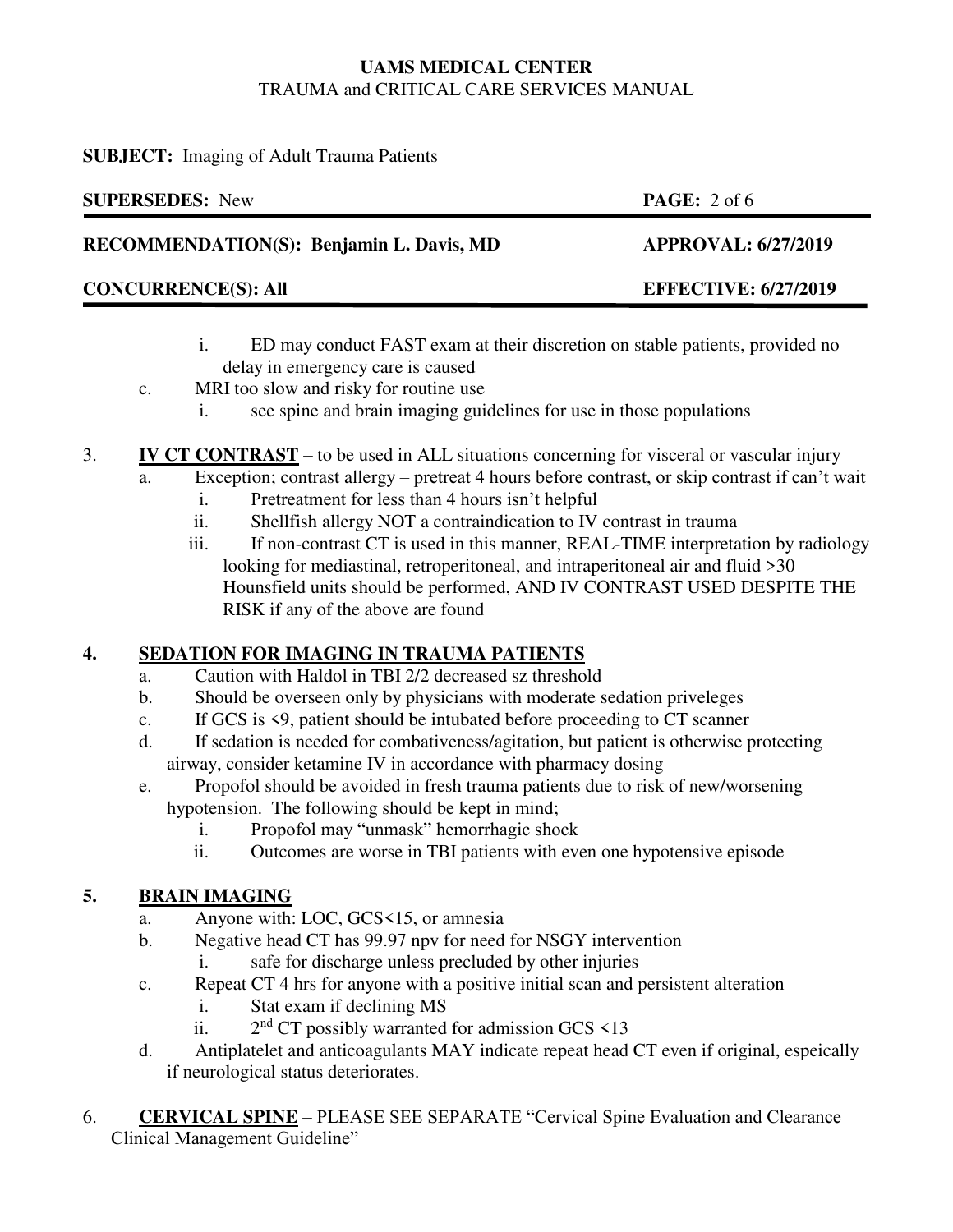i. ED may conduct FAST exam at their discretion on stable patients, provided no delay in emergency care is caused

   c. MRI too slow and risky for routine use

      i. see spine and brain imaging guidelines for use in those populations

3. **IV CT CONTRAST** – to be used in ALL situations concerning for visceral or vascular injury

   a. Exception; contrast allergy – pretreat 4 hours before contrast, or skip contrast if can't wait

      i. Pretreatment for less than 4 hours isn't helpful

      ii. Shellfish allergy NOT a contraindication to IV contrast in trauma

      iii. If non-contrast CT is used in this manner, REAL-TIME interpretation by radiology looking for mediastinal, retroperitoneal, and intraperitoneal air and fluid >30 Hounsfield units should be performed, AND IV CONTRAST USED DESPITE THE RISK if any of the above are found

4. **SEDATION FOR IMAGING IN TRAUMA PATIENTS**

   a. Caution with Haldol in TBI 2/2 decreased sz threshold

   b. Should be overseen only by physicians with moderate sedation priveleges

   c. If GCS is <9, patient should be intubated before proceeding to CT scanner

   d. If sedation is needed for combativeness/agitation, but patient is otherwise protecting airway, consider ketamine IV in accordance with pharmacy dosing

   e. Propofol should be avoided in fresh trauma patients due to risk of new/worsening hypotension. The following should be kept in mind;

      i. Propofol may "unmask" hemorrhagic shock

      ii. Outcomes are worse in TBI patients with even one hypotensive episode

5. **BRAIN IMAGING**

   a. Anyone with: LOC, GCS<15, or amnesia

   b. Negative head CT has 99.97 npv for need for NSGY intervention

      i. safe for discharge unless precluded by other injuries

   c. Repeat CT 4 hrs for anyone with a positive initial scan and persistent alteration

      i. Stat exam if declining MS

      ii. 2nd CT possibly warranted for admission GCS <13

   d. Antiplatelet and anticoagulants MAY indicate repeat head CT even if original, espeically if neurological status deteriorates.

6. **CERVICAL SPINE** – PLEASE SEE SEPARATE "Cervical Spine Evaluation and Clearance Clinical Management Guideline"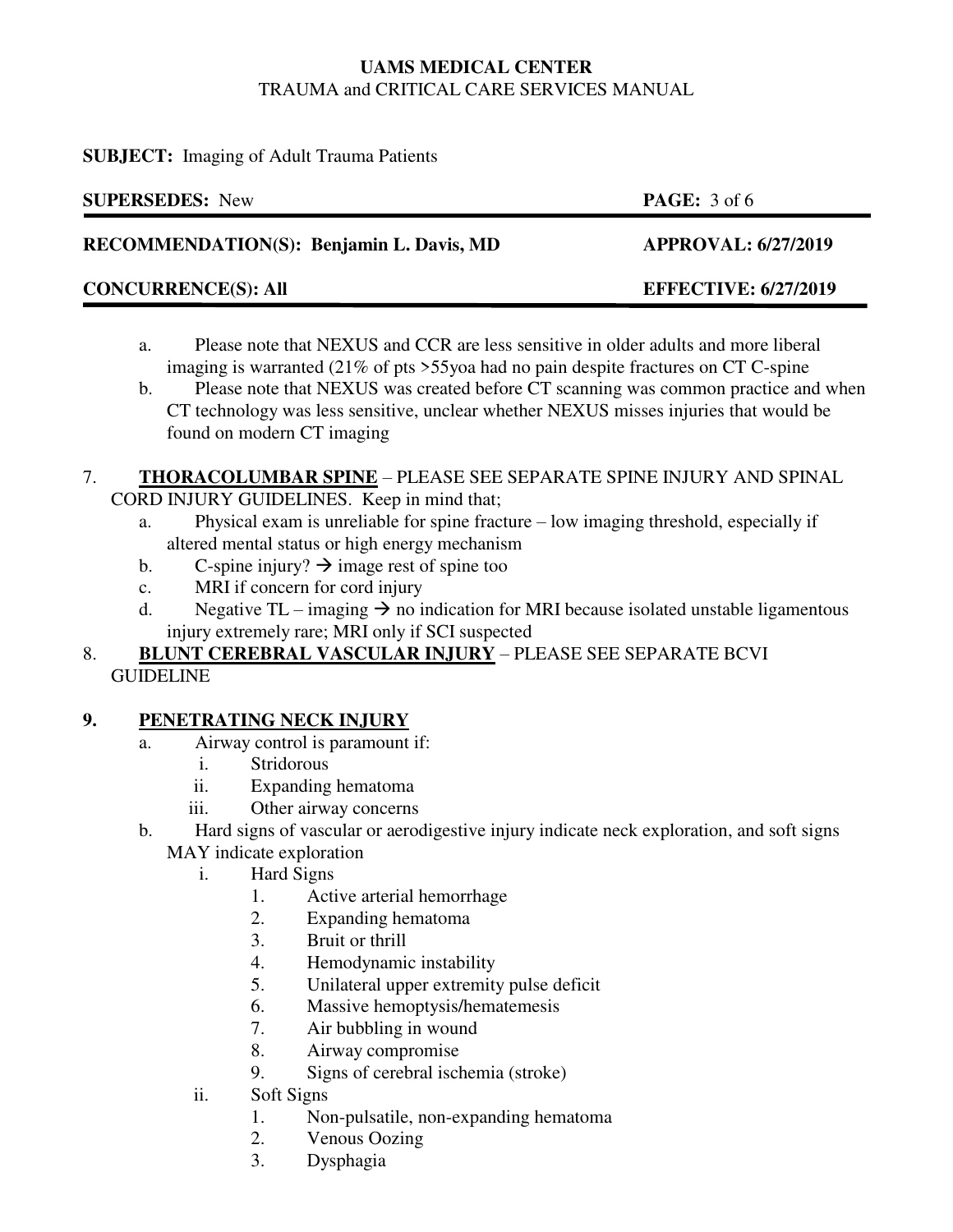a. Please note that NEXUS and CCR are less sensitive in older adults and more liberal imaging is warranted (21% of pts >55yoa had no pain despite fractures on CT C-spine

b. Please note that NEXUS was created before CT scanning was common practice and when CT technology was less sensitive, unclear whether NEXUS misses injuries that would be found on modern CT imaging

7. **THORACOLUMBAR SPINE** – PLEASE SEE SEPARATE SPINE INJURY AND SPINAL CORD INJURY GUIDELINES. Keep in mind that;

   a. Physical exam is unreliable for spine fracture – low imaging threshold, especially if altered mental status or high energy mechanism

   b. C-spine injury? → image rest of spine too

   c. MRI if concern for cord injury

   d. Negative TL – imaging → no indication for MRI because isolated unstable ligamentous injury extremely rare; MRI only if SCI suspected

8. **BLUNT CEREBRAL VASCULAR INJURY** – PLEASE SEE SEPARATE BCVI GUIDELINE

9. **PENETRATING NECK INJURY**

   a. Airway control is paramount if:

      i. Stridorous

      ii. Expanding hematoma

      iii. Other airway concerns

   b. Hard signs of vascular or aerodigestive injury indicate neck exploration, and soft signs MAY indicate exploration

      i. Hard Signs

         1. Active arterial hemorrhage
         2. Expanding hematoma
         3. Bruit or thrill
         4. Hemodynamic instability
         5. Unilateral upper extremity pulse deficit
         6. Massive hemoptysis/hematemesis
         7. Air bubbling in wound
         8. Airway compromise
         9. Signs of cerebral ischemia (stroke)

      ii. Soft Signs

         1. Non-pulsatile, non-expanding hematoma
         2. Venous Oozing
         3. Dysphagia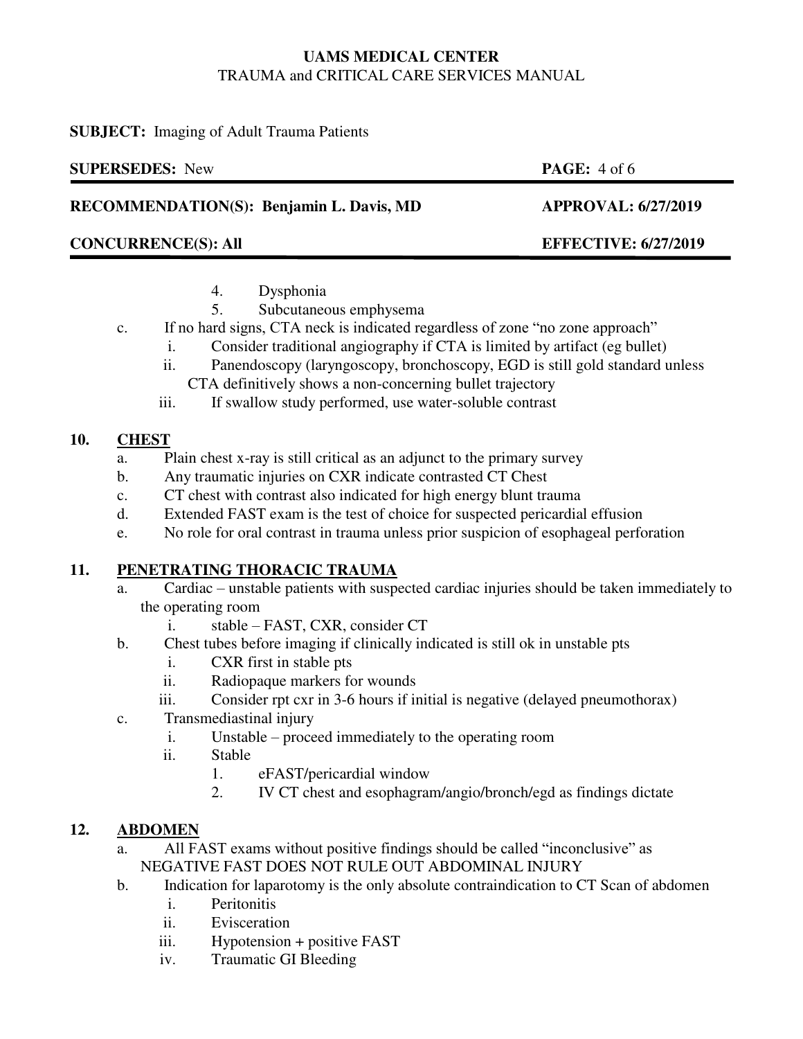4. Dysphonia
5. Subcutaneous emphysema

c. If no hard signs, CTA neck is indicated regardless of zone "no zone approach"
   - i. Consider traditional angiography if CTA is limited by artifact (eg bullet)
   - ii. Panendoscopy (laryngoscopy, bronchoscopy, EGD is still gold standard unless CTA definitively shows a non-concerning bullet trajectory
   - iii. If swallow study performed, use water-soluble contrast

## 10. CHEST

a. Plain chest x-ray is still critical as an adjunct to the primary survey

b. Any traumatic injuries on CXR indicate contrasted CT Chest

c. CT chest with contrast also indicated for high energy blunt trauma

d. Extended FAST exam is the test of choice for suspected pericardial effusion

e. No role for oral contrast in trauma unless prior suspicion of esophageal perforation

## 11. PENETRATING THORACIC TRAUMA

a. Cardiac – unstable patients with suspected cardiac injuries should be taken immediately to the operating room
   - i. stable – FAST, CXR, consider CT

b. Chest tubes before imaging if clinically indicated is still ok in unstable pts
   - i. CXR first in stable pts
   - ii. Radiopaque markers for wounds
   - iii. Consider rpt cxr in 3-6 hours if initial is negative (delayed pneumothorax)

c. Transmediastinal injury
   - i. Unstable – proceed immediately to the operating room
   - ii. Stable
     1. eFAST/pericardial window
     2. IV CT chest and esophagram/angio/bronch/egd as findings dictate

## 12. ABDOMEN

a. All FAST exams without positive findings should be called "inconclusive" as NEGATIVE FAST DOES NOT RULE OUT ABDOMINAL INJURY

b. Indication for laparotomy is the only absolute contraindication to CT Scan of abdomen
   - i. Peritonitis
   - ii. Evisceration
   - iii. Hypotension + positive FAST
   - iv. Traumatic GI Bleeding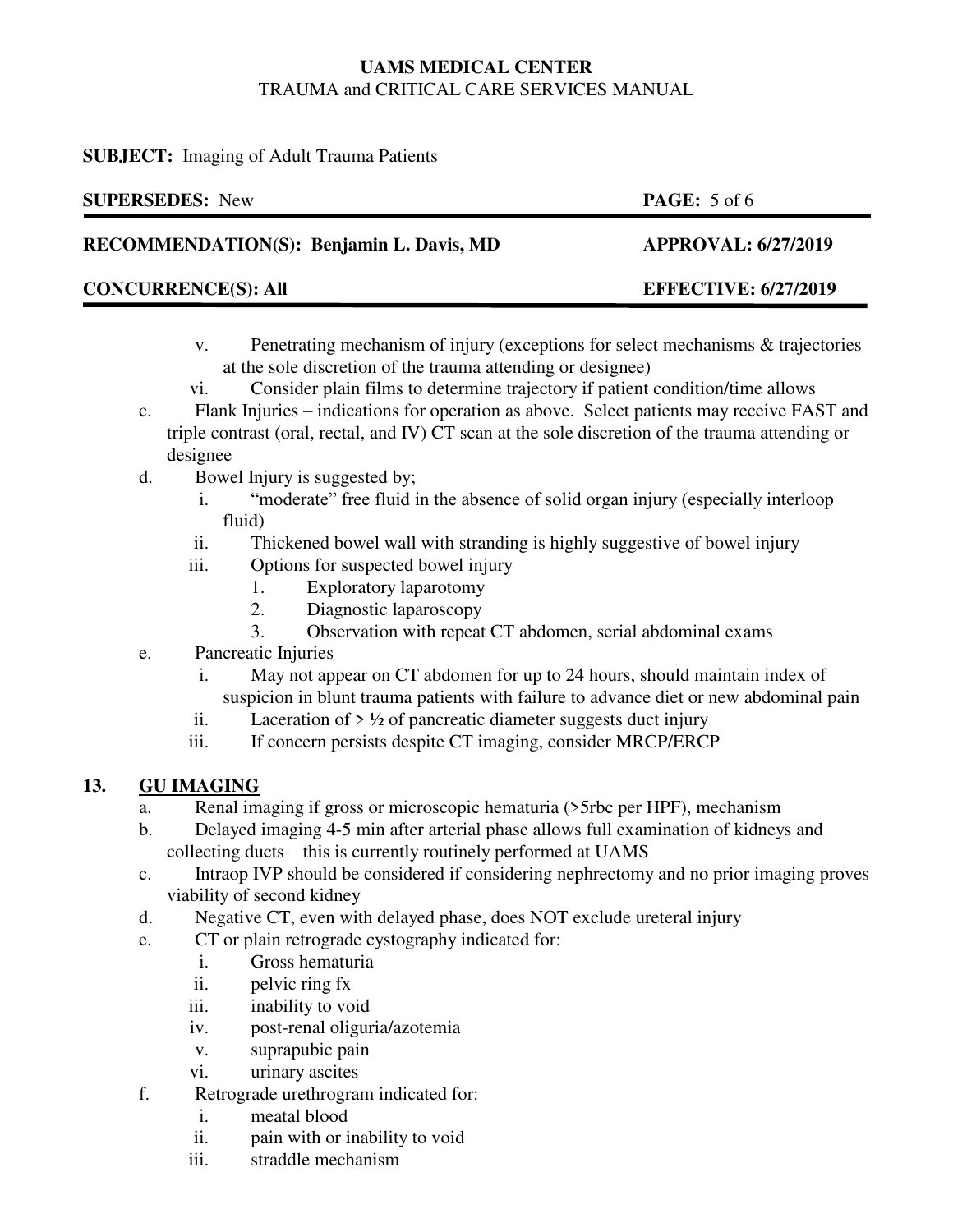v. Penetrating mechanism of injury (exceptions for select mechanisms & trajectories at the sole discretion of the trauma attending or designee)

vi. Consider plain films to determine trajectory if patient condition/time allows

c. Flank Injuries – indications for operation as above. Select patients may receive FAST and triple contrast (oral, rectal, and IV) CT scan at the sole discretion of the trauma attending or designee

d. Bowel Injury is suggested by;

   i. "moderate" free fluid in the absence of solid organ injury (especially interloop fluid)

   ii. Thickened bowel wall with stranding is highly suggestive of bowel injury

   iii. Options for suspected bowel injury

      1. Exploratory laparotomy
      2. Diagnostic laparoscopy
      3. Observation with repeat CT abdomen, serial abdominal exams

e. Pancreatic Injuries

   i. May not appear on CT abdomen for up to 24 hours, should maintain index of suspicion in blunt trauma patients with failure to advance diet or new abdominal pain

   ii. Laceration of > ½ of pancreatic diameter suggests duct injury

   iii. If concern persists despite CT imaging, consider MRCP/ERCP

## 13. GU IMAGING

a. Renal imaging if gross or microscopic hematuria (>5rbc per HPF), mechanism

b. Delayed imaging 4-5 min after arterial phase allows full examination of kidneys and collecting ducts – this is currently routinely performed at UAMS

c. Intraop IVP should be considered if considering nephrectomy and no prior imaging proves viability of second kidney

d. Negative CT, even with delayed phase, does NOT exclude ureteral injury

e. CT or plain retrograde cystography indicated for:

   i. Gross hematuria
   ii. pelvic ring fx
   iii. inability to void
   iv. post-renal oliguria/azotemia
   v. suprapubic pain
   vi. urinary ascites

f. Retrograde urethrogram indicated for:

   i. meatal blood
   ii. pain with or inability to void
   iii. straddle mechanism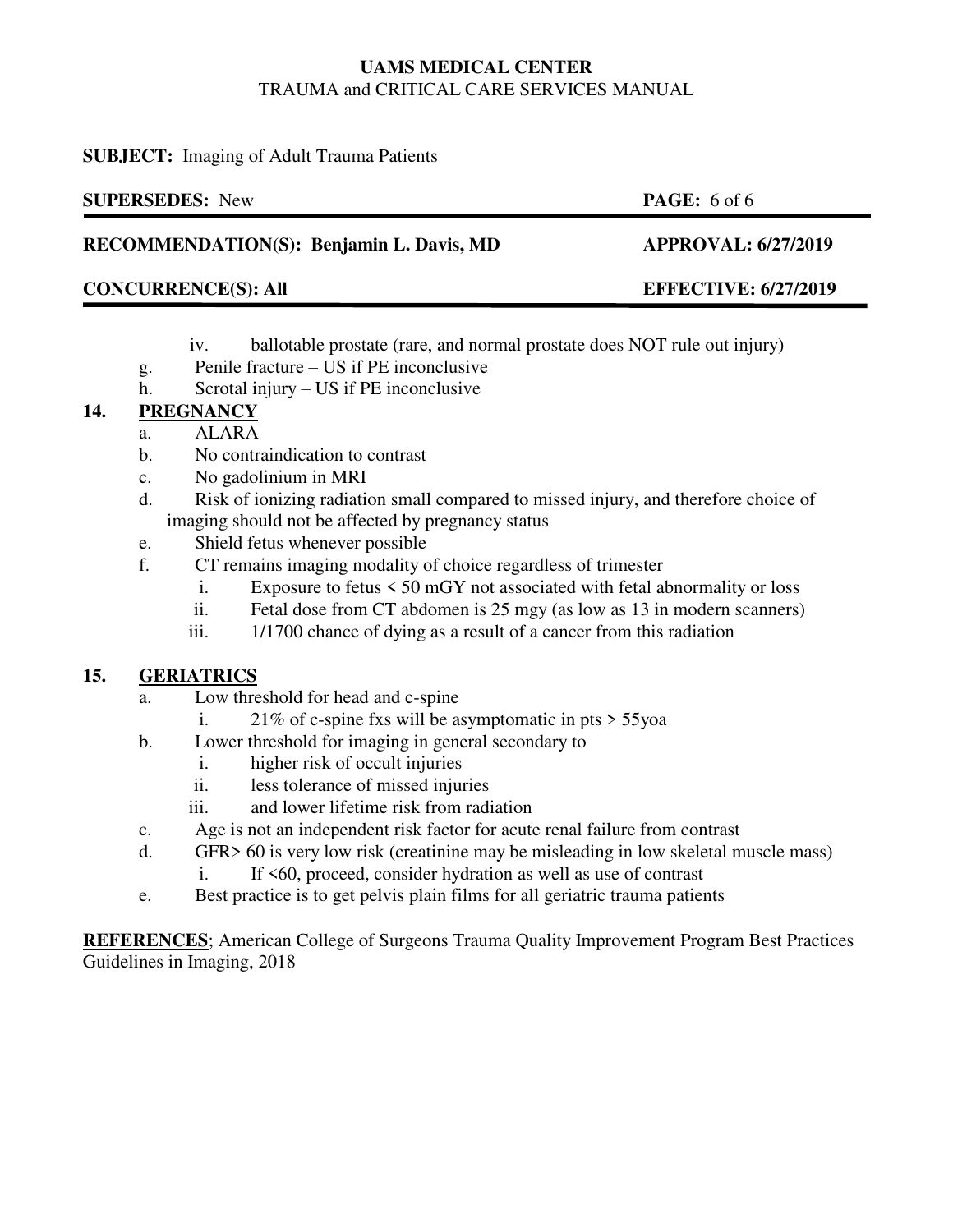iv. ballotable prostate (rare, and normal prostate does NOT rule out injury)

g. Penile fracture – US if PE inconclusive

h. Scrotal injury – US if PE inconclusive

**14. <u>PREGNANCY</u>**

a. ALARA

b. No contraindication to contrast

c. No gadolinium in MRI

d. Risk of ionizing radiation small compared to missed injury, and therefore choice of imaging should not be affected by pregnancy status

e. Shield fetus whenever possible

f. CT remains imaging modality of choice regardless of trimester

   i. Exposure to fetus < 50 mGY not associated with fetal abnormality or loss

   ii. Fetal dose from CT abdomen is 25 mgy (as low as 13 in modern scanners)

   iii. 1/1700 chance of dying as a result of a cancer from this radiation

**15. <u>GERIATRICS</u>**

a. Low threshold for head and c-spine

   i. 21% of c-spine fxs will be asymptomatic in pts > 55yoa

b. Lower threshold for imaging in general secondary to

   i. higher risk of occult injuries

   ii. less tolerance of missed injuries

   iii. and lower lifetime risk from radiation

c. Age is not an independent risk factor for acute renal failure from contrast

d. GFR> 60 is very low risk (creatinine may be misleading in low skeletal muscle mass)

   i. If <60, proceed, consider hydration as well as use of contrast

e. Best practice is to get pelvis plain films for all geriatric trauma patients

**<u>REFERENCES</u>**; American College of Surgeons Trauma Quality Improvement Program Best Practices Guidelines in Imaging, 2018